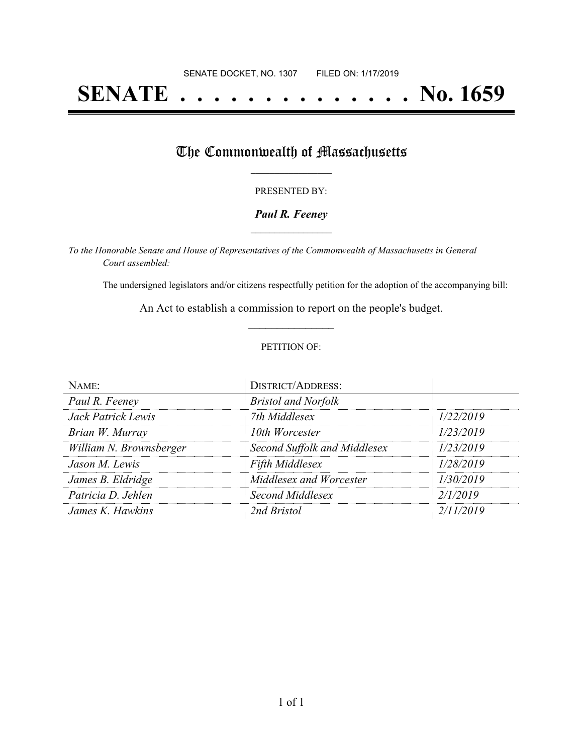SENATE DOCKET, NO. 1307        FILED ON: 1/17/2019

# SENATE . . . . . . . . . . . . . . No. 1659

## The Commonwealth of Massachusetts

PRESENTED BY:

***Paul R. Feeney***

*To the Honorable Senate and House of Representatives of the Commonwealth of Massachusetts in General Court assembled:*

The undersigned legislators and/or citizens respectfully petition for the adoption of the accompanying bill:

An Act to establish a commission to report on the people's budget.

PETITION OF:

| NAME: | DISTRICT/ADDRESS: | |
|---|---|---|
| *Paul R. Feeney* | *Bristol and Norfolk* | |
| *Jack Patrick Lewis* | *7th Middlesex* | *1/22/2019* |
| *Brian W. Murray* | *10th Worcester* | *1/23/2019* |
| *William N. Brownsberger* | *Second Suffolk and Middlesex* | *1/23/2019* |
| *Jason M. Lewis* | *Fifth Middlesex* | *1/28/2019* |
| *James B. Eldridge* | *Middlesex and Worcester* | *1/30/2019* |
| *Patricia D. Jehlen* | *Second Middlesex* | *2/1/2019* |
| *James K. Hawkins* | *2nd Bristol* | *2/11/2019* |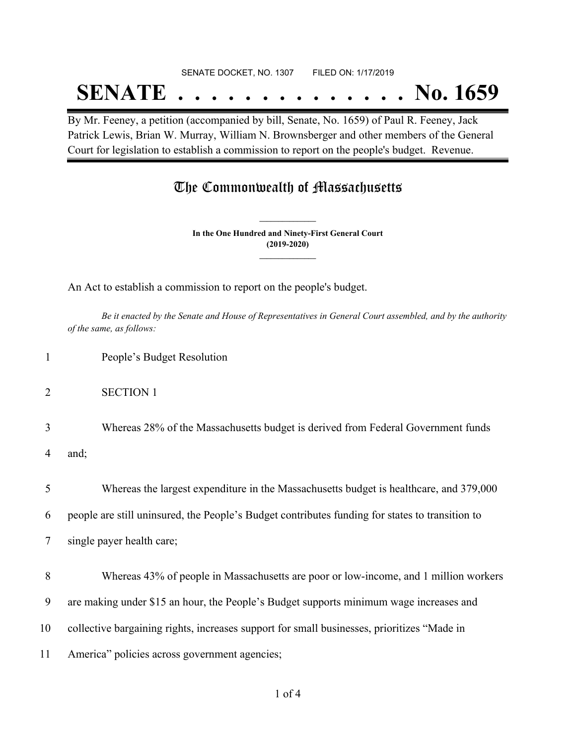SENATE DOCKET, NO. 1307 FILED ON: 1/17/2019

# SENATE . . . . . . . . . . . . . . No. 1659

By Mr. Feeney, a petition (accompanied by bill, Senate, No. 1659) of Paul R. Feeney, Jack Patrick Lewis, Brian W. Murray, William N. Brownsberger and other members of the General Court for legislation to establish a commission to report on the people's budget. Revenue.

## The Commonwealth of Massachusetts

**In the One Hundred and Ninety-First General Court (2019-2020)**

An Act to establish a commission to report on the people's budget.

*Be it enacted by the Senate and House of Representatives in General Court assembled, and by the authority of the same, as follows:*

1 People's Budget Resolution

2 SECTION 1

3 Whereas 28% of the Massachusetts budget is derived from Federal Government funds
4 and;

5 Whereas the largest expenditure in the Massachusetts budget is healthcare, and 379,000
6 people are still uninsured, the People's Budget contributes funding for states to transition to
7 single payer health care;

8 Whereas 43% of people in Massachusetts are poor or low-income, and 1 million workers
9 are making under $15 an hour, the People's Budget supports minimum wage increases and
10 collective bargaining rights, increases support for small businesses, prioritizes "Made in
11 America" policies across government agencies;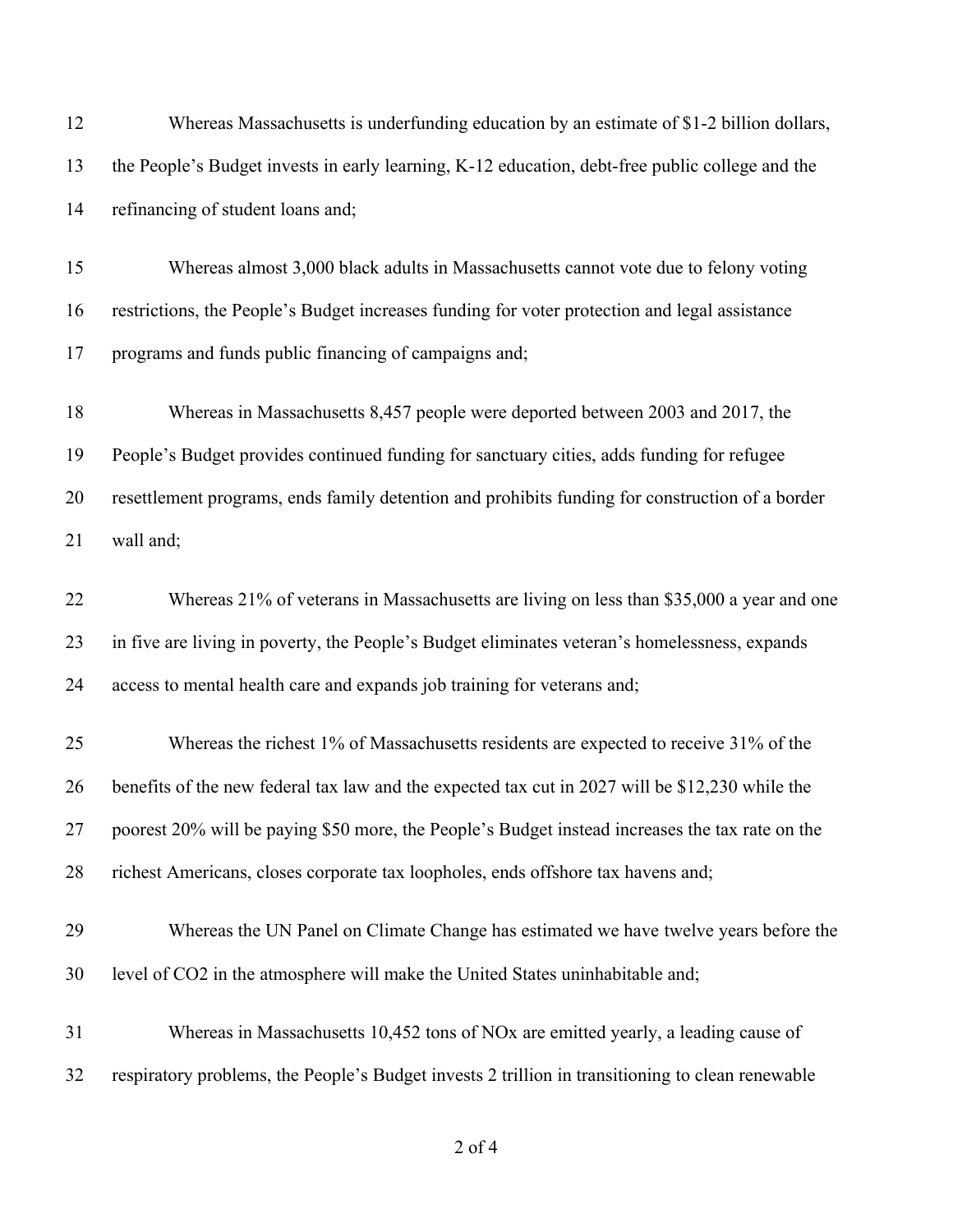Whereas Massachusetts is underfunding education by an estimate of $1-2 billion dollars, the People's Budget invests in early learning, K-12 education, debt-free public college and the refinancing of student loans and;

Whereas almost 3,000 black adults in Massachusetts cannot vote due to felony voting restrictions, the People's Budget increases funding for voter protection and legal assistance programs and funds public financing of campaigns and;

Whereas in Massachusetts 8,457 people were deported between 2003 and 2017, the People's Budget provides continued funding for sanctuary cities, adds funding for refugee resettlement programs, ends family detention and prohibits funding for construction of a border wall and;

Whereas 21% of veterans in Massachusetts are living on less than $35,000 a year and one in five are living in poverty, the People's Budget eliminates veteran's homelessness, expands access to mental health care and expands job training for veterans and;

Whereas the richest 1% of Massachusetts residents are expected to receive 31% of the benefits of the new federal tax law and the expected tax cut in 2027 will be $12,230 while the poorest 20% will be paying $50 more, the People's Budget instead increases the tax rate on the richest Americans, closes corporate tax loopholes, ends offshore tax havens and;

Whereas the UN Panel on Climate Change has estimated we have twelve years before the level of $CO_2$ in the atmosphere will make the United States uninhabitable and;

Whereas in Massachusetts 10,452 tons of $NO_x$ are emitted yearly, a leading cause of respiratory problems, the People's Budget invests 2 trillion in transitioning to clean renewable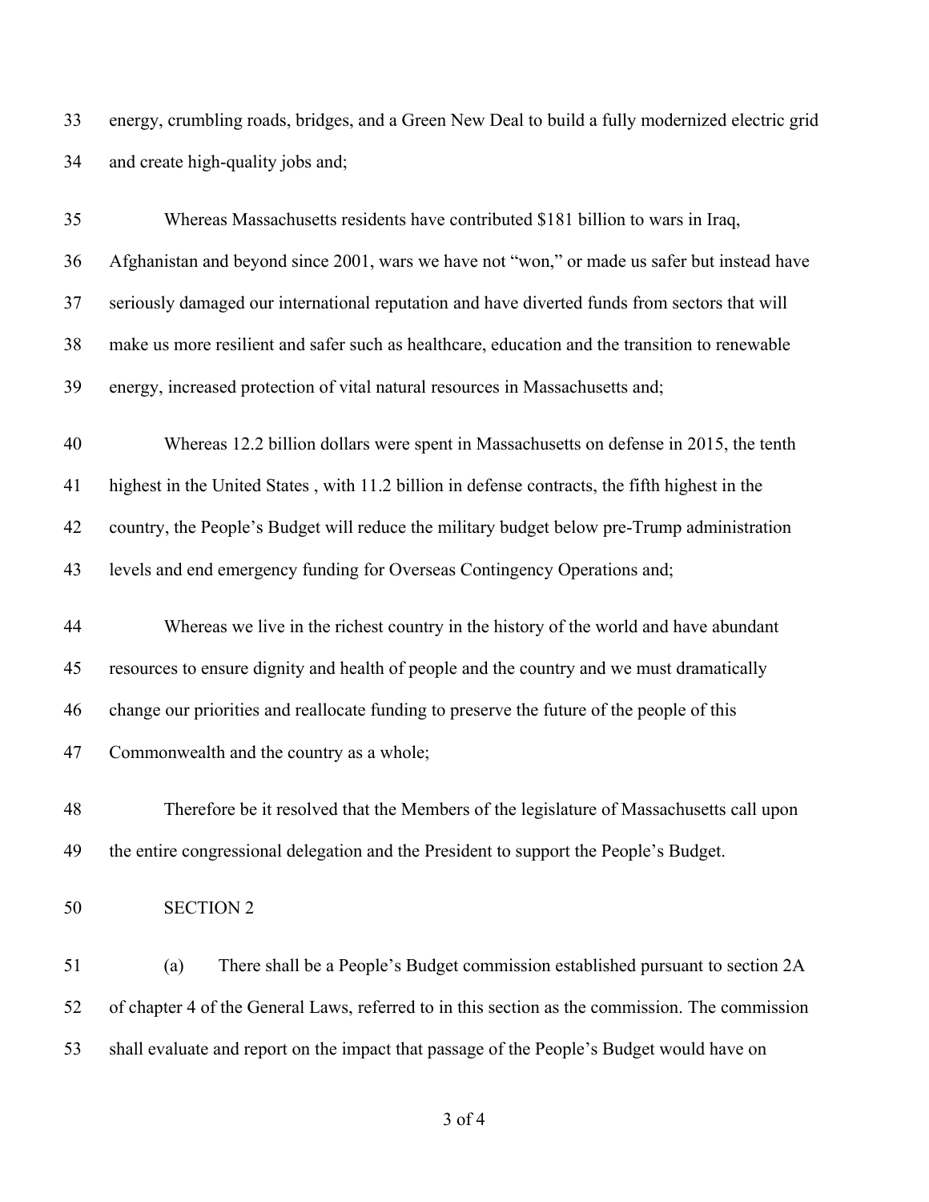energy, crumbling roads, bridges, and a Green New Deal to build a fully modernized electric grid and create high-quality jobs and;

Whereas Massachusetts residents have contributed $181 billion to wars in Iraq, Afghanistan and beyond since 2001, wars we have not “won,” or made us safer but instead have seriously damaged our international reputation and have diverted funds from sectors that will make us more resilient and safer such as healthcare, education and the transition to renewable energy, increased protection of vital natural resources in Massachusetts and;

Whereas 12.2 billion dollars were spent in Massachusetts on defense in 2015, the tenth highest in the United States , with 11.2 billion in defense contracts, the fifth highest in the country, the People’s Budget will reduce the military budget below pre-Trump administration levels and end emergency funding for Overseas Contingency Operations and;

Whereas we live in the richest country in the history of the world and have abundant resources to ensure dignity and health of people and the country and we must dramatically change our priorities and reallocate funding to preserve the future of the people of this Commonwealth and the country as a whole;

Therefore be it resolved that the Members of the legislature of Massachusetts call upon the entire congressional delegation and the President to support the People’s Budget.

SECTION 2

(a) There shall be a People’s Budget commission established pursuant to section 2A of chapter 4 of the General Laws, referred to in this section as the commission. The commission shall evaluate and report on the impact that passage of the People’s Budget would have on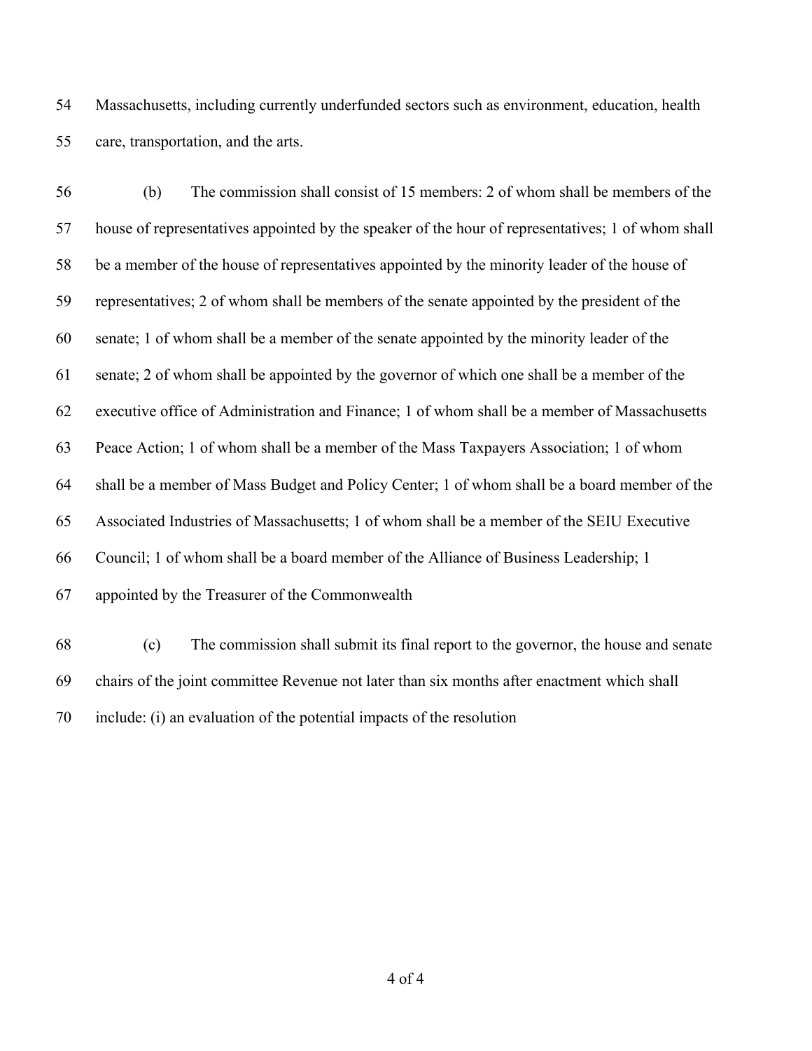Massachusetts, including currently underfunded sectors such as environment, education, health care, transportation, and the arts.

(b) The commission shall consist of 15 members: 2 of whom shall be members of the house of representatives appointed by the speaker of the hour of representatives; 1 of whom shall be a member of the house of representatives appointed by the minority leader of the house of representatives; 2 of whom shall be members of the senate appointed by the president of the senate; 1 of whom shall be a member of the senate appointed by the minority leader of the senate; 2 of whom shall be appointed by the governor of which one shall be a member of the executive office of Administration and Finance; 1 of whom shall be a member of Massachusetts Peace Action; 1 of whom shall be a member of the Mass Taxpayers Association; 1 of whom shall be a member of Mass Budget and Policy Center; 1 of whom shall be a board member of the Associated Industries of Massachusetts; 1 of whom shall be a member of the SEIU Executive Council; 1 of whom shall be a board member of the Alliance of Business Leadership; 1 appointed by the Treasurer of the Commonwealth

(c) The commission shall submit its final report to the governor, the house and senate chairs of the joint committee Revenue not later than six months after enactment which shall include: (i) an evaluation of the potential impacts of the resolution